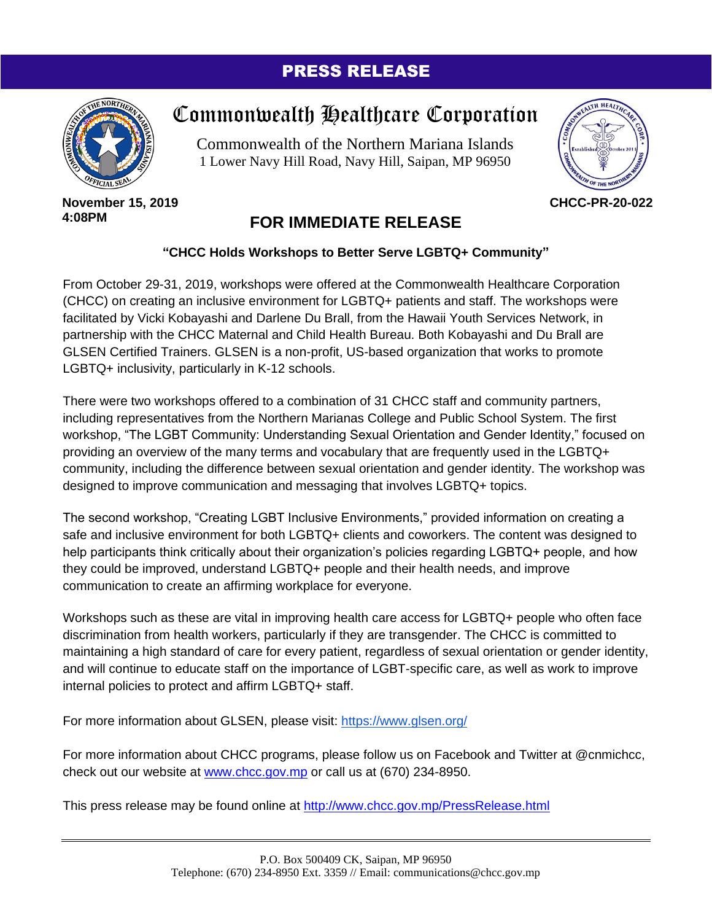# PRESS RELEASE

## Commonwealth Healthcare Corporation

Commonwealth of the Northern Mariana Islands
1 Lower Navy Hill Road, Navy Hill, Saipan, MP 96950

**November 15, 2019**
**4:08PM**

**CHCC-PR-20-022**

## FOR IMMEDIATE RELEASE

**"CHCC Holds Workshops to Better Serve LGBTQ+ Community"**

From October 29-31, 2019, workshops were offered at the Commonwealth Healthcare Corporation (CHCC) on creating an inclusive environment for LGBTQ+ patients and staff. The workshops were facilitated by Vicki Kobayashi and Darlene Du Brall, from the Hawaii Youth Services Network, in partnership with the CHCC Maternal and Child Health Bureau. Both Kobayashi and Du Brall are GLSEN Certified Trainers. GLSEN is a non-profit, US-based organization that works to promote LGBTQ+ inclusivity, particularly in K-12 schools.

There were two workshops offered to a combination of 31 CHCC staff and community partners, including representatives from the Northern Marianas College and Public School System. The first workshop, "The LGBT Community: Understanding Sexual Orientation and Gender Identity," focused on providing an overview of the many terms and vocabulary that are frequently used in the LGBTQ+ community, including the difference between sexual orientation and gender identity. The workshop was designed to improve communication and messaging that involves LGBTQ+ topics.

The second workshop, "Creating LGBT Inclusive Environments," provided information on creating a safe and inclusive environment for both LGBTQ+ clients and coworkers. The content was designed to help participants think critically about their organization's policies regarding LGBTQ+ people, and how they could be improved, understand LGBTQ+ people and their health needs, and improve communication to create an affirming workplace for everyone.

Workshops such as these are vital in improving health care access for LGBTQ+ people who often face discrimination from health workers, particularly if they are transgender. The CHCC is committed to maintaining a high standard of care for every patient, regardless of sexual orientation or gender identity, and will continue to educate staff on the importance of LGBT-specific care, as well as work to improve internal policies to protect and affirm LGBTQ+ staff.

For more information about GLSEN, please visit: [https://www.glsen.org/](https://www.glsen.org/)

For more information about CHCC programs, please follow us on Facebook and Twitter at @cnmichcc, check out our website at [www.chcc.gov.mp](http://www.chcc.gov.mp) or call us at (670) 234-8950.

This press release may be found online at [http://www.chcc.gov.mp/PressRelease.html](http://www.chcc.gov.mp/PressRelease.html)

---

P.O. Box 500409 CK, Saipan, MP 96950
Telephone: (670) 234-8950 Ext. 3359 // Email: communications@chcc.gov.mp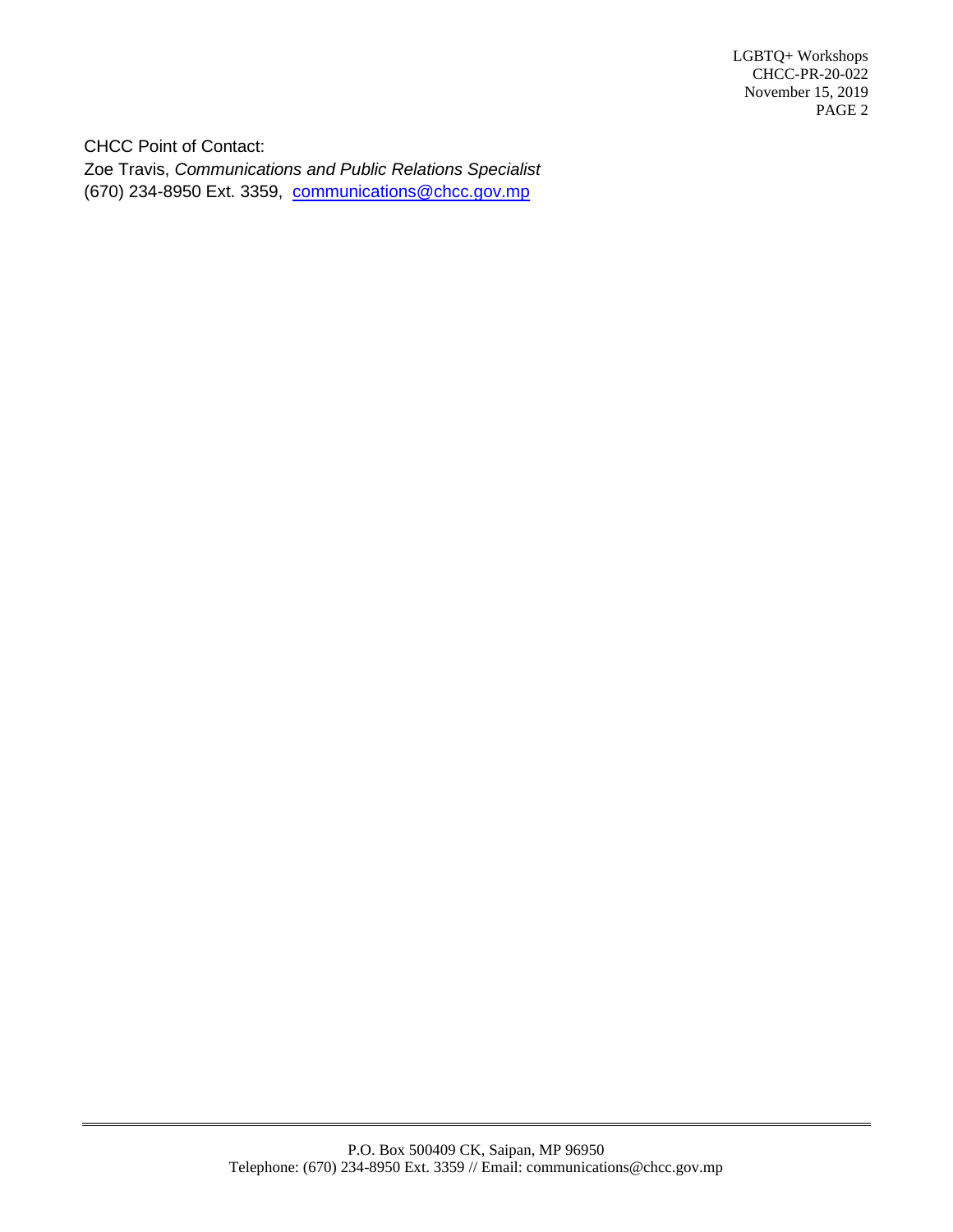CHCC Point of Contact:
Zoe Travis, *Communications and Public Relations Specialist*
(670) 234-8950 Ext. 3359, communications@chcc.gov.mp